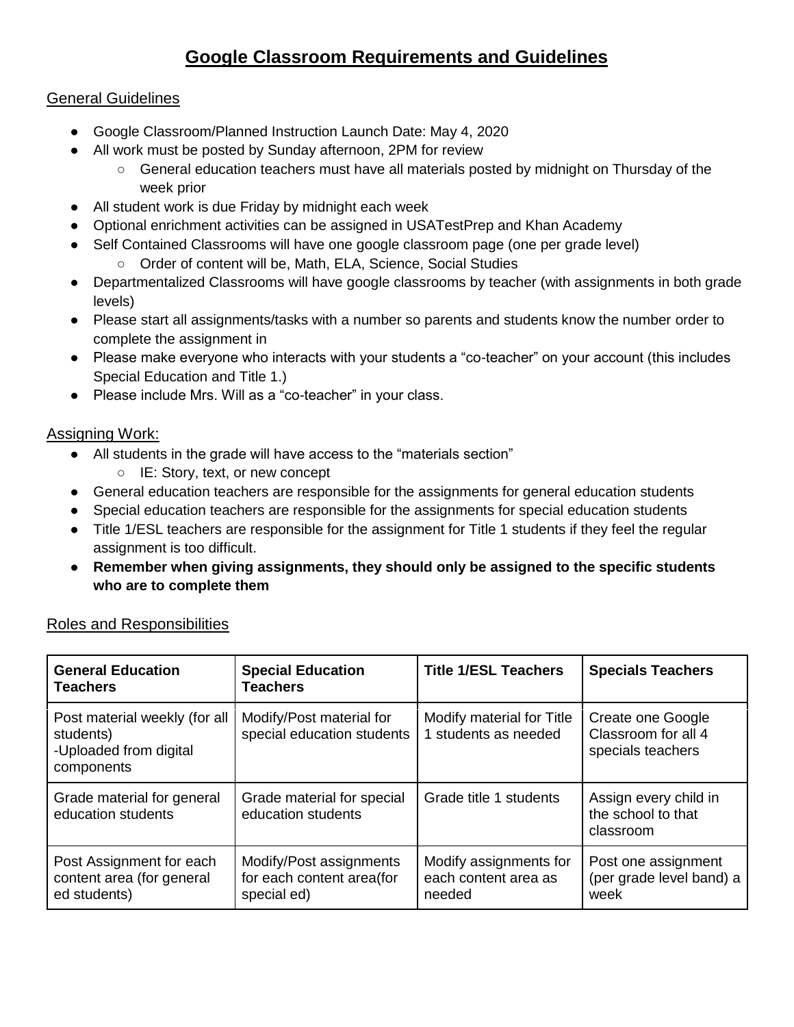# Google Classroom Requirements and Guidelines

## General Guidelines

- Google Classroom/Planned Instruction Launch Date: May 4, 2020
- All work must be posted by Sunday afternoon, 2PM for review
    - General education teachers must have all materials posted by midnight on Thursday of the week prior
- All student work is due Friday by midnight each week
- Optional enrichment activities can be assigned in USATestPrep and Khan Academy
- Self Contained Classrooms will have one google classroom page (one per grade level)
    - Order of content will be, Math, ELA, Science, Social Studies
- Departmentalized Classrooms will have google classrooms by teacher (with assignments in both grade levels)
- Please start all assignments/tasks with a number so parents and students know the number order to complete the assignment in
- Please make everyone who interacts with your students a "co-teacher" on your account (this includes Special Education and Title 1.)
- Please include Mrs. Will as a "co-teacher" in your class.

## Assigning Work:

- All students in the grade will have access to the "materials section"
    - IE: Story, text, or new concept
- General education teachers are responsible for the assignments for general education students
- Special education teachers are responsible for the assignments for special education students
- Title 1/ESL teachers are responsible for the assignment for Title 1 students if they feel the regular assignment is too difficult.
- **Remember when giving assignments, they should only be assigned to the specific students who are to complete them**

## Roles and Responsibilities

| General Education Teachers | Special Education Teachers | Title 1/ESL Teachers | Specials Teachers |
|---|---|---|---|
| Post material weekly (for all students) -Uploaded from digital components | Modify/Post material for special education students | Modify material for Title 1 students as needed | Create one Google Classroom for all 4 specials teachers |
| Grade material for general education students | Grade material for special education students | Grade title 1 students | Assign every child in the school to that classroom |
| Post Assignment for each content area (for general ed students) | Modify/Post assignments for each content area(for special ed) | Modify assignments for each content area as needed | Post one assignment (per grade level band) a week |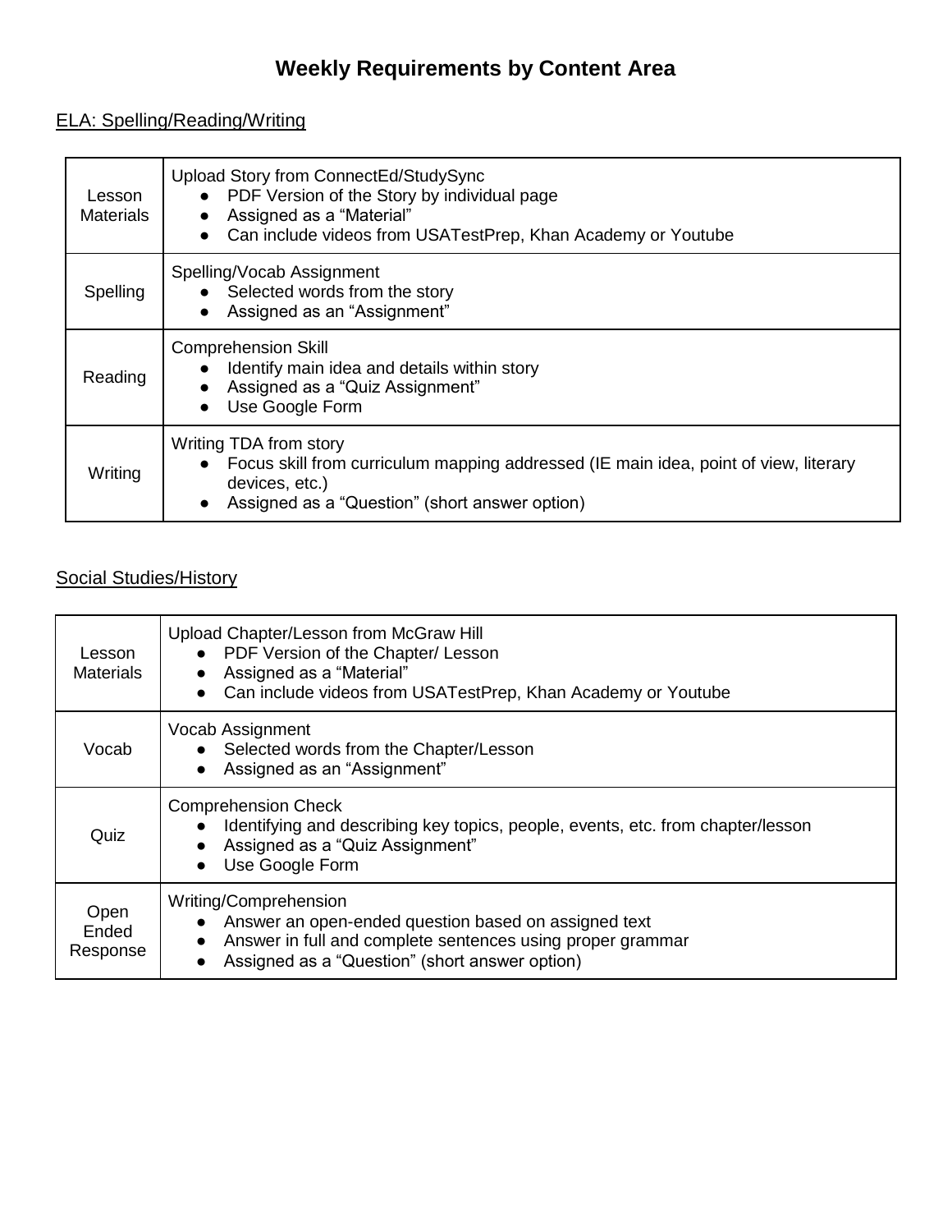# Weekly Requirements by Content Area

<u>ELA: Spelling/Reading/Writing</u>

| | |
|---|---|
| Lesson Materials | Upload Story from ConnectEd/StudySync<br>• PDF Version of the Story by individual page<br>• Assigned as a "Material"<br>• Can include videos from USATestPrep, Khan Academy or Youtube |
| Spelling | Spelling/Vocab Assignment<br>• Selected words from the story<br>• Assigned as an "Assignment" |
| Reading | Comprehension Skill<br>• Identify main idea and details within story<br>• Assigned as a "Quiz Assignment"<br>• Use Google Form |
| Writing | Writing TDA from story<br>• Focus skill from curriculum mapping addressed (IE main idea, point of view, literary devices, etc.)<br>• Assigned as a "Question" (short answer option) |

<u>Social Studies/History</u>

| | |
|---|---|
| Lesson Materials | Upload Chapter/Lesson from McGraw Hill<br>• PDF Version of the Chapter/ Lesson<br>• Assigned as a "Material"<br>• Can include videos from USATestPrep, Khan Academy or Youtube |
| Vocab | Vocab Assignment<br>• Selected words from the Chapter/Lesson<br>• Assigned as an "Assignment" |
| Quiz | Comprehension Check<br>• Identifying and describing key topics, people, events, etc. from chapter/lesson<br>• Assigned as a "Quiz Assignment"<br>• Use Google Form |
| Open Ended Response | Writing/Comprehension<br>• Answer an open-ended question based on assigned text<br>• Answer in full and complete sentences using proper grammar<br>• Assigned as a "Question" (short answer option) |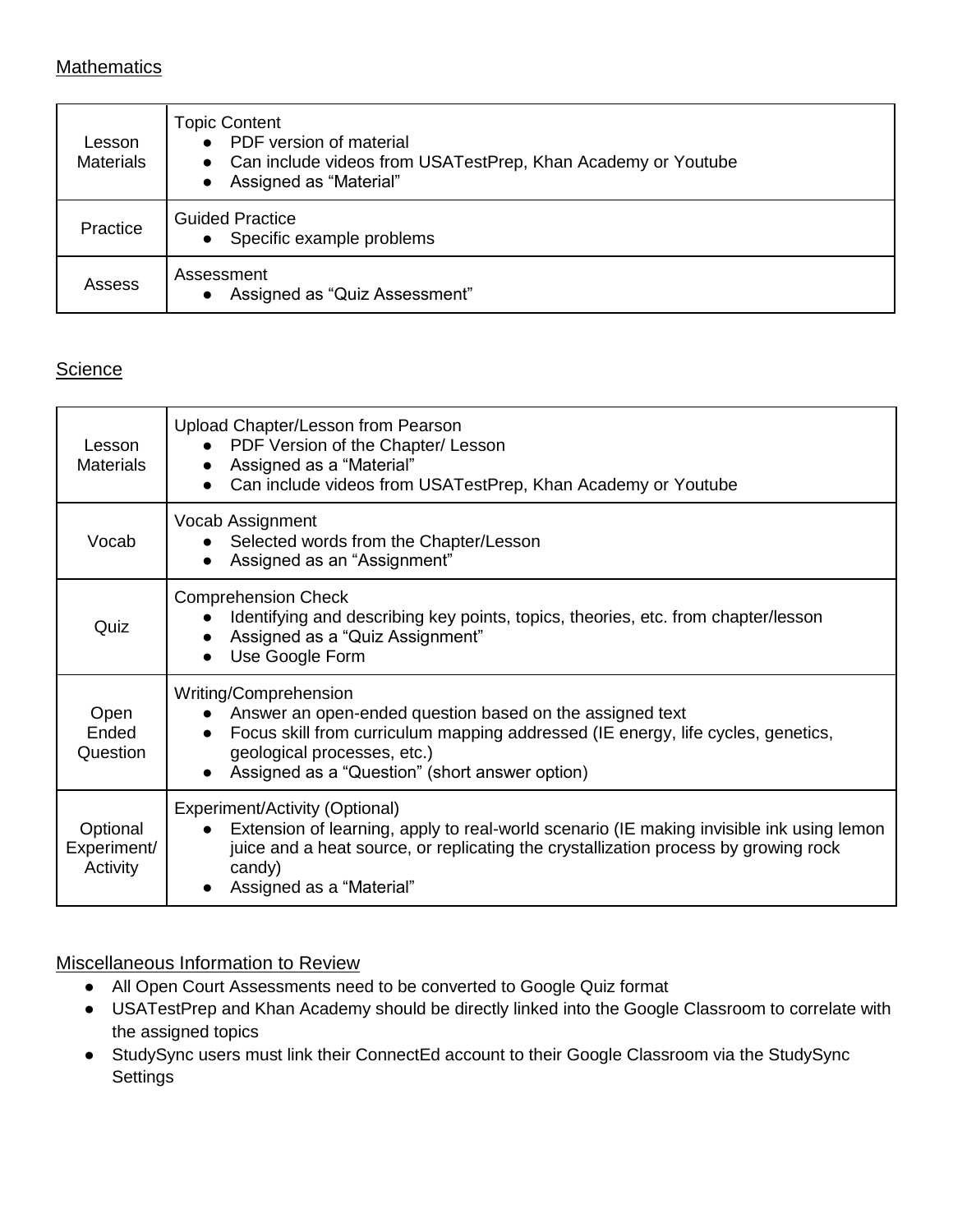## Mathematics

| | |
|---|---|
| Lesson Materials | Topic Content<br>• PDF version of material<br>• Can include videos from USATestPrep, Khan Academy or Youtube<br>• Assigned as "Material" |
| Practice | Guided Practice<br>• Specific example problems |
| Assess | Assessment<br>• Assigned as "Quiz Assessment" |

## Science

| | |
|---|---|
| Lesson Materials | Upload Chapter/Lesson from Pearson<br>• PDF Version of the Chapter/ Lesson<br>• Assigned as a "Material"<br>• Can include videos from USATestPrep, Khan Academy or Youtube |
| Vocab | Vocab Assignment<br>• Selected words from the Chapter/Lesson<br>• Assigned as an "Assignment" |
| Quiz | Comprehension Check<br>• Identifying and describing key points, topics, theories, etc. from chapter/lesson<br>• Assigned as a "Quiz Assignment"<br>• Use Google Form |
| Open Ended Question | Writing/Comprehension<br>• Answer an open-ended question based on the assigned text<br>• Focus skill from curriculum mapping addressed (IE energy, life cycles, genetics, geological processes, etc.)<br>• Assigned as a "Question" (short answer option) |
| Optional Experiment/ Activity | Experiment/Activity (Optional)<br>• Extension of learning, apply to real-world scenario (IE making invisible ink using lemon juice and a heat source, or replicating the crystallization process by growing rock candy)<br>• Assigned as a "Material" |

## Miscellaneous Information to Review

- All Open Court Assessments need to be converted to Google Quiz format
- USATestPrep and Khan Academy should be directly linked into the Google Classroom to correlate with the assigned topics
- StudySync users must link their ConnectEd account to their Google Classroom via the StudySync Settings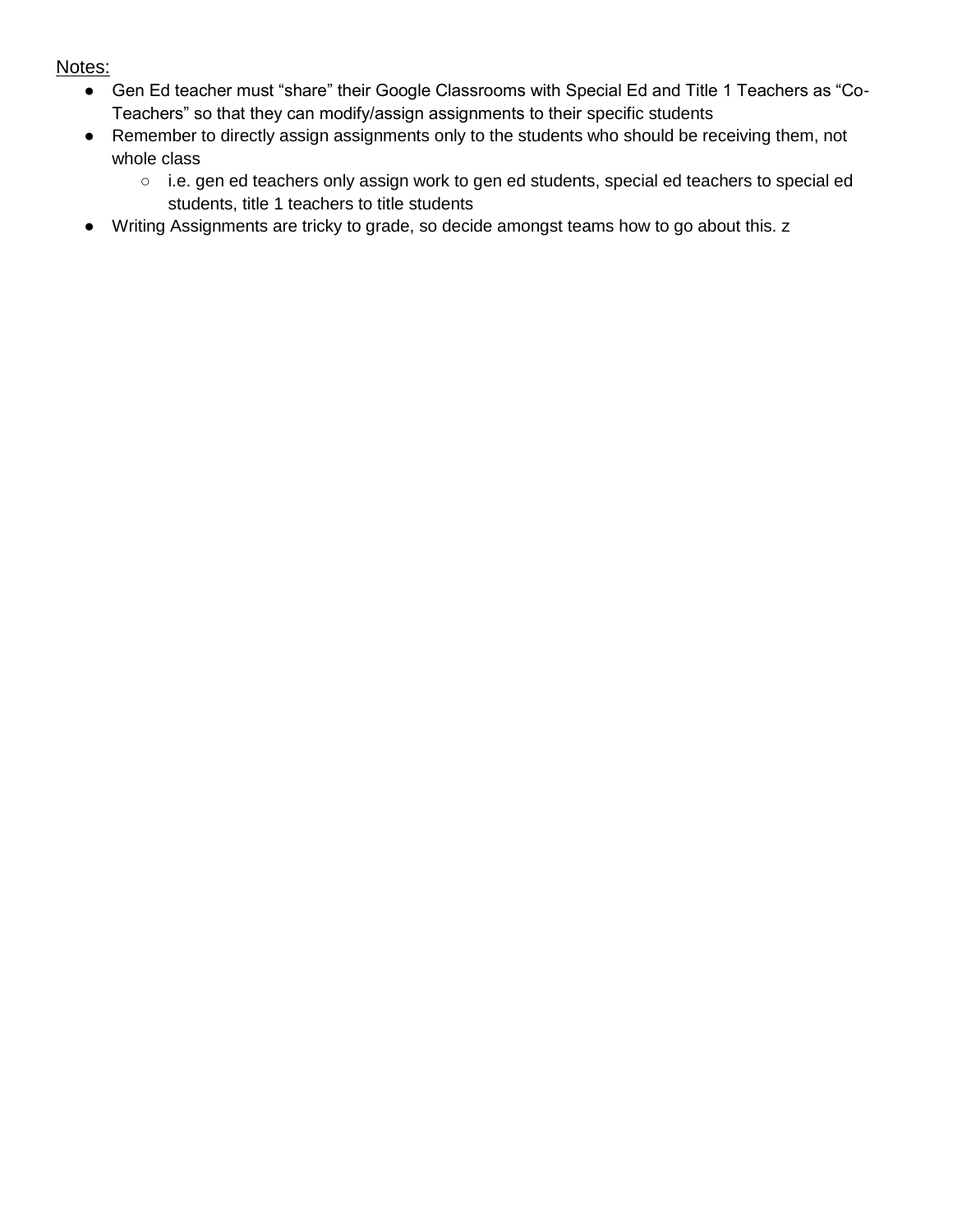<u>Notes:</u>

- Gen Ed teacher must “share” their Google Classrooms with Special Ed and Title 1 Teachers as “Co-Teachers” so that they can modify/assign assignments to their specific students
- Remember to directly assign assignments only to the students who should be receiving them, not whole class
  - i.e. gen ed teachers only assign work to gen ed students, special ed teachers to special ed students, title 1 teachers to title students
- Writing Assignments are tricky to grade, so decide amongst teams how to go about this. z